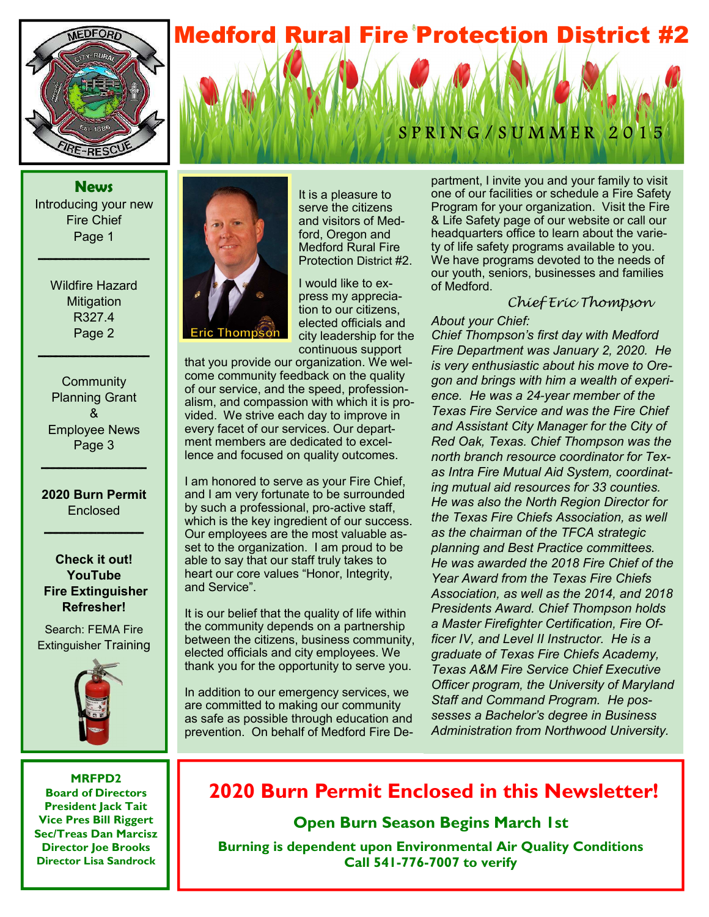# Medford Rural Fire Protection District #2

SPRING/SUMMER 2015

## News

Introducing your new Fire Chief
Page 1

Wildfire Hazard Mitigation R327.4
Page 2

Community Planning Grant & Employee News
Page 3

**2020 Burn Permit** Enclosed

**Check it out! YouTube Fire Extinguisher Refresher!**

Search: FEMA Fire Extinguisher Training

**MRFPD2**
**Board of Directors**
**President Jack Tait**
**Vice Pres Bill Riggert**
**Sec/Treas Dan Marcisz**
**Director Joe Brooks**
**Director Lisa Sandrock**

Eric Thompson

It is a pleasure to serve the citizens and visitors of Medford, Oregon and Medford Rural Fire Protection District #2.

I would like to express my appreciation to our citizens, elected officials and city leadership for the continuous support that you provide our organization. We welcome community feedback on the quality of our service, and the speed, professionalism, and compassion with which it is provided. We strive each day to improve in every facet of our services. Our department members are dedicated to excellence and focused on quality outcomes.

I am honored to serve as your Fire Chief, and I am very fortunate to be surrounded by such a professional, pro-active staff, which is the key ingredient of our success. Our employees are the most valuable asset to the organization. I am proud to be able to say that our staff truly takes to heart our core values "Honor, Integrity, and Service".

It is our belief that the quality of life within the community depends on a partnership between the citizens, business community, elected officials and city employees. We thank you for the opportunity to serve you.

In addition to our emergency services, we are committed to making our community as safe as possible through education and prevention. On behalf of Medford Fire Department, I invite you and your family to visit one of our facilities or schedule a Fire Safety Program for your organization. Visit the Fire & Life Safety page of our website or call our headquarters office to learn about the variety of life safety programs available to you. We have programs devoted to the needs of our youth, seniors, businesses and families of Medford.

*Chief Eric Thompson*

*About your Chief:*
*Chief Thompson's first day with Medford Fire Department was January 2, 2020. He is very enthusiastic about his move to Oregon and brings with him a wealth of experience. He was a 24-year member of the Texas Fire Service and was the Fire Chief and Assistant City Manager for the City of Red Oak, Texas. Chief Thompson was the north branch resource coordinator for Texas Intra Fire Mutual Aid System, coordinating mutual aid resources for 33 counties. He was also the North Region Director for the Texas Fire Chiefs Association, as well as the chairman of the TFCA strategic planning and Best Practice committees. He was awarded the 2018 Fire Chief of the Year Award from the Texas Fire Chiefs Association, as well as the 2014, and 2018 Presidents Award. Chief Thompson holds a Master Firefighter Certification, Fire Officer IV, and Level II Instructor. He is a graduate of Texas Fire Chiefs Academy, Texas A&M Fire Service Chief Executive Officer program, the University of Maryland Staff and Command Program. He possesses a Bachelor's degree in Business Administration from Northwood University.*

## 2020 Burn Permit Enclosed in this Newsletter!

**Open Burn Season Begins March 1st**

**Burning is dependent upon Environmental Air Quality Conditions**
**Call 541-776-7007 to verify**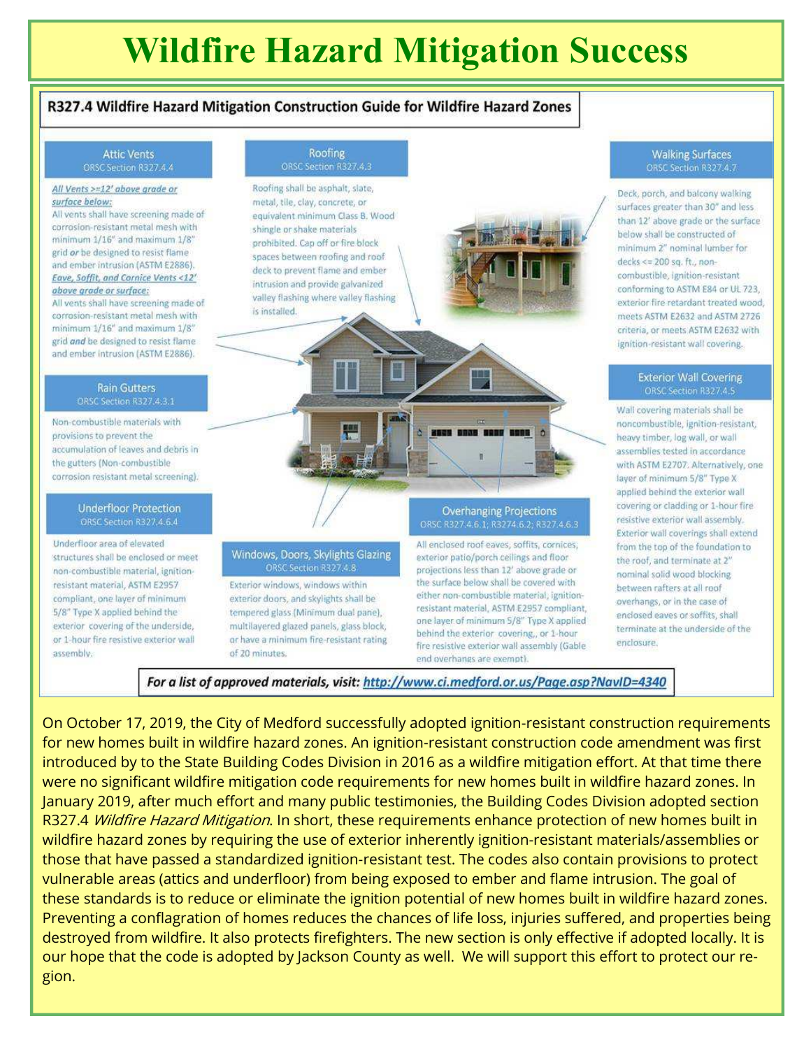# Wildfire Hazard Mitigation Success

## R327.4 Wildfire Hazard Mitigation Construction Guide for Wildfire Hazard Zones

### Attic Vents
ORSC Section R327.4.4

***All Vents >=12' above grade or surface below:***
All vents shall have screening made of corrosion-resistant metal mesh with minimum 1/16" and maximum 1/8" grid ***or*** be designed to resist flame and ember intrusion (ASTM E2886).
***Eave, Soffit, and Cornice Vents <12' above grade or surface:***
All vents shall have screening made of corrosion-resistant metal mesh with minimum 1/16" and maximum 1/8" grid ***and*** be designed to resist flame and ember intrusion (ASTM E2886).

### Roofing
ORSC Section R327.4.3

Roofing shall be asphalt, slate, metal, tile, clay, concrete, or equivalent minimum Class B. Wood shingle or shake materials prohibited. Cap off or fire block spaces between roofing and roof deck to prevent flame and ember intrusion and provide galvanized valley flashing where valley flashing is installed.

### Walking Surfaces
ORSC Section R327.4.7

Deck, porch, and balcony walking surfaces greater than 30" and less than 12' above grade or the surface below shall be constructed of minimum 2" nominal lumber for decks <= 200 sq. ft., non-combustible, ignition-resistant conforming to ASTM E84 or UL 723, exterior fire retardant treated wood, meets ASTM E2632 and ASTM 2726 criteria, or meets ASTM E2632 with ignition-resistant wall covering.

### Rain Gutters
ORSC Section R327.4.3.1

Non-combustible materials with provisions to prevent the accumulation of leaves and debris in the gutters (Non-combustible corrosion resistant metal screening).

### Exterior Wall Covering
ORSC Section R327.4.5

Wall covering materials shall be noncombustible, ignition-resistant, heavy timber, log wall, or wall assemblies tested in accordance with ASTM E2707. Alternatively, one layer of minimum 5/8" Type X applied behind the exterior wall covering or cladding or 1-hour fire resistive exterior wall assembly. Exterior wall coverings shall extend from the top of the foundation to the roof, and terminate at 2" nominal solid wood blocking between rafters at all roof overhangs, or in the case of enclosed eaves or soffits, shall terminate at the underside of the enclosure.

### Underfloor Protection
ORSC Section R327.4.6.4

Underfloor area of elevated structures shall be enclosed or meet non-combustible material, ignition-resistant material, ASTM E2957 compliant, one layer of minimum 5/8" Type X applied behind the exterior covering of the underside, or 1-hour fire resistive exterior wall assembly.

### Windows, Doors, Skylights Glazing
ORSC Section R327.4.8

Exterior windows, windows within exterior doors, and skylights shall be tempered glass (Minimum dual pane), multilayered glazed panels, glass block, or have a minimum fire-resistant rating of 20 minutes.

### Overhanging Projections
ORSC R327.4.6.1; R3274.6.2; R327.4.6.3

All enclosed roof eaves, soffits, cornices, exterior patio/porch ceilings and floor projections less than 12' above grade or the surface below shall be covered with either non-combustible material, ignition-resistant material, ASTM E2957 compliant, one layer of minimum 5/8" Type X applied behind the exterior covering,, or 1-hour fire resistive exterior wall assembly (Gable end overhangs are exempt).

***For a list of approved materials, visit: http://www.ci.medford.or.us/Page.asp?NavID=4340***

On October 17, 2019, the City of Medford successfully adopted ignition-resistant construction requirements for new homes built in wildfire hazard zones. An ignition-resistant construction code amendment was first introduced by to the State Building Codes Division in 2016 as a wildfire mitigation effort. At that time there were no significant wildfire mitigation code requirements for new homes built in wildfire hazard zones. In January 2019, after much effort and many public testimonies, the Building Codes Division adopted section R327.4 *Wildfire Hazard Mitigation*. In short, these requirements enhance protection of new homes built in wildfire hazard zones by requiring the use of exterior inherently ignition-resistant materials/assemblies or those that have passed a standardized ignition-resistant test. The codes also contain provisions to protect vulnerable areas (attics and underfloor) from being exposed to ember and flame intrusion. The goal of these standards is to reduce or eliminate the ignition potential of new homes built in wildfire hazard zones. Preventing a conflagration of homes reduces the chances of life loss, injuries suffered, and properties being destroyed from wildfire. It also protects firefighters. The new section is only effective if adopted locally. It is our hope that the code is adopted by Jackson County as well. We will support this effort to protect our region.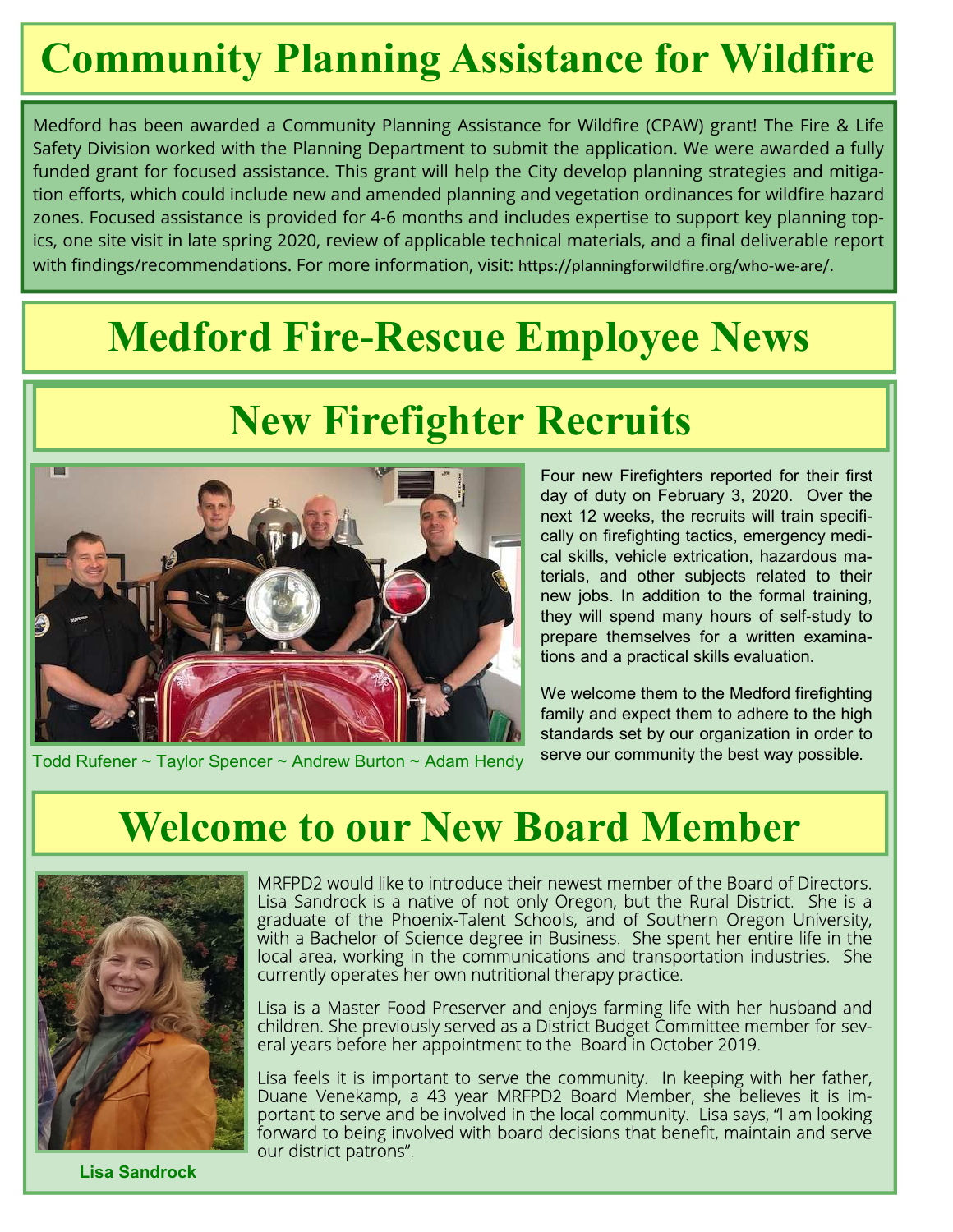# Community Planning Assistance for Wildfire

Medford has been awarded a Community Planning Assistance for Wildfire (CPAW) grant! The Fire & Life Safety Division worked with the Planning Department to submit the application. We were awarded a fully funded grant for focused assistance. This grant will help the City develop planning strategies and mitigation efforts, which could include new and amended planning and vegetation ordinances for wildfire hazard zones. Focused assistance is provided for 4-6 months and includes expertise to support key planning topics, one site visit in late spring 2020, review of applicable technical materials, and a final deliverable report with findings/recommendations. For more information, visit: https://planningforwildfire.org/who-we-are/.

# Medford Fire-Rescue Employee News

## New Firefighter Recruits

Todd Rufener ~ Taylor Spencer ~ Andrew Burton ~ Adam Hendy

Four new Firefighters reported for their first day of duty on February 3, 2020. Over the next 12 weeks, the recruits will train specifically on firefighting tactics, emergency medical skills, vehicle extrication, hazardous materials, and other subjects related to their new jobs. In addition to the formal training, they will spend many hours of self-study to prepare themselves for a written examinations and a practical skills evaluation.

We welcome them to the Medford firefighting family and expect them to adhere to the high standards set by our organization in order to serve our community the best way possible.

## Welcome to our New Board Member

**Lisa Sandrock**

MRFPD2 would like to introduce their newest member of the Board of Directors. Lisa Sandrock is a native of not only Oregon, but the Rural District. She is a graduate of the Phoenix-Talent Schools, and of Southern Oregon University, with a Bachelor of Science degree in Business. She spent her entire life in the local area, working in the communications and transportation industries. She currently operates her own nutritional therapy practice.

Lisa is a Master Food Preserver and enjoys farming life with her husband and children. She previously served as a District Budget Committee member for several years before her appointment to the Board in October 2019.

Lisa feels it is important to serve the community. In keeping with her father, Duane Venekamp, a 43 year MRFPD2 Board Member, she believes it is important to serve and be involved in the local community. Lisa says, "I am looking forward to being involved with board decisions that benefit, maintain and serve our district patrons".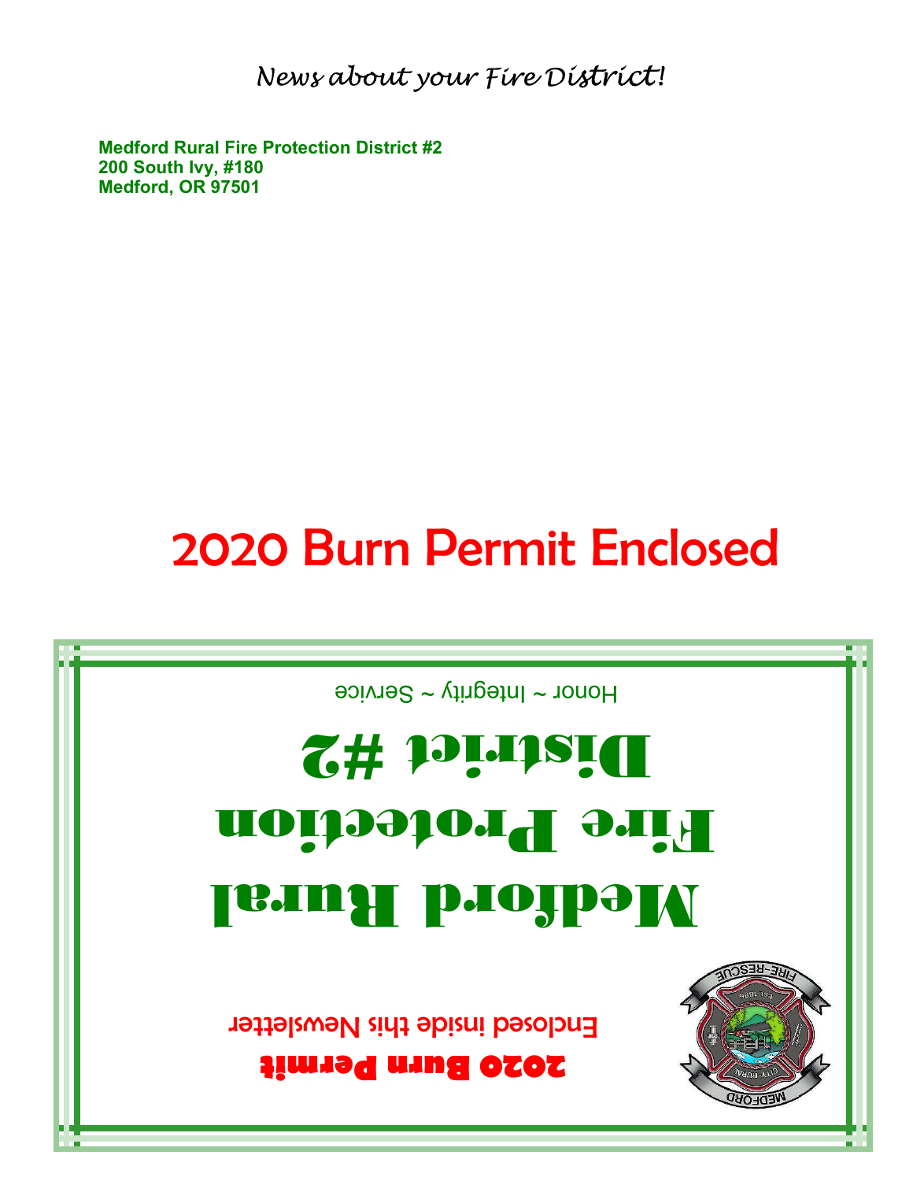*News about your Fire District!*

**Medford Rural Fire Protection District #2**
**200 South Ivy, #180**
**Medford, OR 97501**

# 2020 Burn Permit Enclosed

Honor ~ Integrity ~ Service

# Medford Rural Fire Protection District #2

Enclosed inside this Newsletter

**2020 Burn Permit**